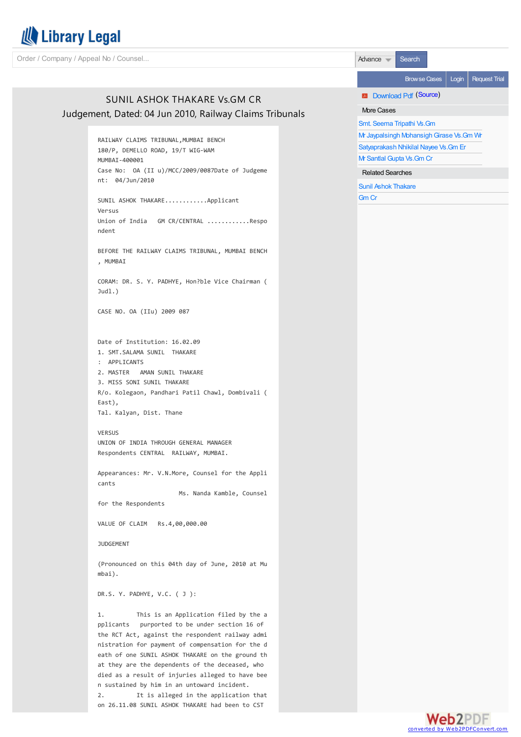# SUNIL ASHOK THAKARE Vs.GM CR

Judgement, Dated: 04 Jun 2010, Railway Claims Tribunals

RAILWAY CLAIMS TRIBUNAL,MUMBAI BENCH
180/P, DEMELLO ROAD, 19/T WIG-WAM
MUMBAI-400001
Case No: OA (II u)/MCC/2009/0087Date of Judgement: 04/Jun/2010

SUNIL ASHOK THAKARE...........Applicant
Versus
Union of India GM CR/CENTRAL ...........Respondent

BEFORE THE RAILWAY CLAIMS TRIBUNAL, MUMBAI BENCH, MUMBAI

CORAM: DR. S. Y. PADHYE, Hon?ble Vice Chairman (Judl.)

CASE NO. OA (IIu) 2009 087

Date of Institution: 16.02.09
1. SMT.SALAMA SUNIL THAKARE : APPLICANTS
2. MASTER AMAN SUNIL THAKARE
3. MISS SONI SUNIL THAKARE
R/o. Kolegaon, Pandhari Patil Chawl, Dombivali (East),
Tal. Kalyan, Dist. Thane

VERSUS
UNION OF INDIA THROUGH GENERAL MANAGER
Respondents CENTRAL RAILWAY, MUMBAI.

Appearances: Mr. V.N.More, Counsel for the Applicants
Ms. Nanda Kamble, Counsel for the Respondents

VALUE OF CLAIM Rs.4,00,000.00

JUDGEMENT

(Pronounced on this 04th day of June, 2010 at Mumbai).

DR.S. Y. PADHYE, V.C. ( J ):

1. This is an Application filed by the applicants purported to be under section 16 of the RCT Act, against the respondent railway administration for payment of compensation for the death of one SUNIL ASHOK THAKARE on the ground that they are the dependents of the deceased, who died as a result of injuries alleged to have been sustained by him in an untoward incident.

2. It is alleged in the application that on 26.11.08 SUNIL ASHOK THAKARE had been to CST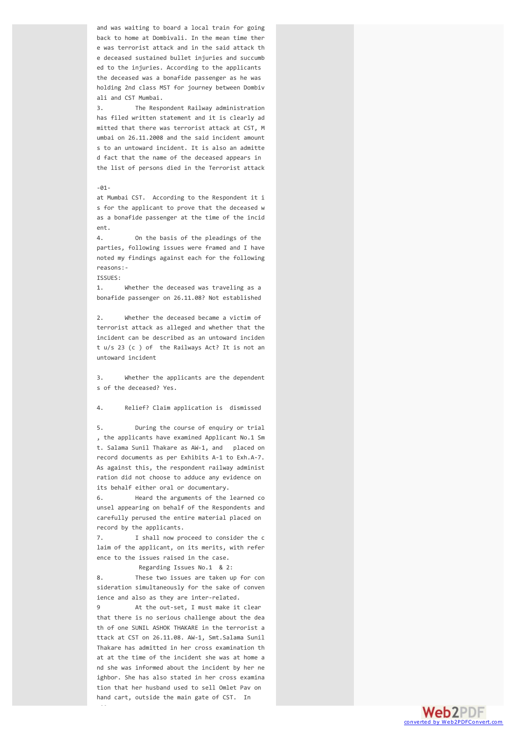and was waiting to board a local train for going back to home at Dombivali. In the mean time there was terrorist attack and in the said attack the deceased sustained bullet injuries and succumbed to the injuries. According to the applicants the deceased was a bonafide passenger as he was holding 2nd class MST for journey between Dombivali and CST Mumbai.

3. The Respondent Railway administration has filed written statement and it is clearly admitted that there was terrorist attack at CST, Mumbai on 26.11.2008 and the said incident amounts to an untoward incident. It is also an admitted fact that the name of the deceased appears in the list of persons died in the Terrorist attack

-01-

at Mumbai CST. According to the Respondent it is for the applicant to prove that the deceased was a bonafide passenger at the time of the incident.

4. On the basis of the pleadings of the parties, following issues were framed and I have noted my findings against each for the following reasons:-

ISSUES:

1. Whether the deceased was traveling as a bonafide passenger on 26.11.08? Not established

2. Whether the deceased became a victim of terrorist attack as alleged and whether that the incident can be described as an untoward incident u/s 23 (c ) of the Railways Act? It is not an untoward incident

3. Whether the applicants are the dependents of the deceased? Yes.

4. Relief? Claim application is dismissed

5. During the course of enquiry or trial, the applicants have examined Applicant No.1 Smt. Salama Sunil Thakare as AW-1, and placed on record documents as per Exhibits A-1 to Exh.A-7. As against this, the respondent railway administration did not choose to adduce any evidence on its behalf either oral or documentary.

6. Heard the arguments of the learned counsel appearing on behalf of the Respondents and carefully perused the entire material placed on record by the applicants.

7. I shall now proceed to consider the claim of the applicant, on its merits, with reference to the issues raised in the case.

Regarding Issues No.1 & 2:

8. These two issues are taken up for consideration simultaneously for the sake of convenience and also as they are inter-related.

9 At the out-set, I must make it clear that there is no serious challenge about the death of one SUNIL ASHOK THAKARE in the terrorist attack at CST on 26.11.08. AW-1, Smt.Salama Sunil Thakare has admitted in her cross examination that at the time of the incident she was at home and she was informed about the incident by her neighbor. She has also stated in her cross examination that her husband used to sell Omlet Pav on hand cart, outside the main gate of CST. In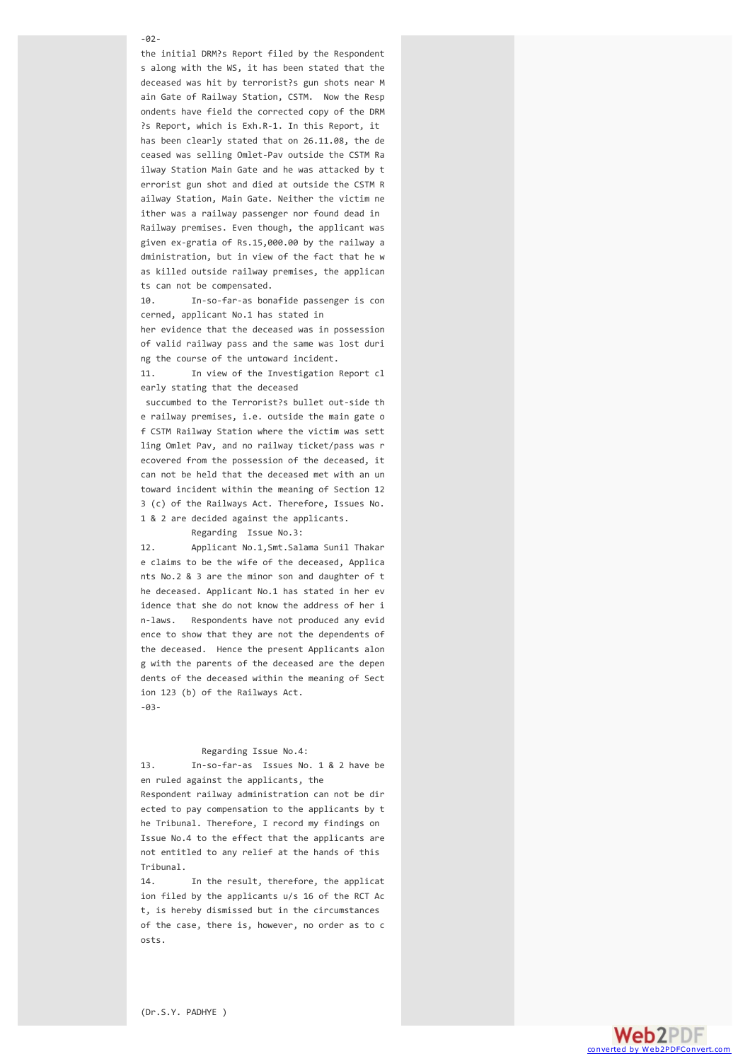the initial DRM?s Report filed by the Respondents along with the WS, it has been stated that the deceased was hit by terrorist?s gun shots near Main Gate of Railway Station, CSTM. Now the Respondents have field the corrected copy of the DRM?s Report, which is Exh.R-1. In this Report, it has been clearly stated that on 26.11.08, the deceased was selling Omlet-Pav outside the CSTM Railway Station Main Gate and he was attacked by terrorist gun shot and died at outside the CSTM Railway Station, Main Gate. Neither the victim neither was a railway passenger nor found dead in Railway premises. Even though, the applicant was given ex-gratia of Rs.15,000.00 by the railway administration, but in view of the fact that he was killed outside railway premises, the applicants can not be compensated.

10. In-so-far-as bonafide passenger is concerned, applicant No.1 has stated in her evidence that the deceased was in possession of valid railway pass and the same was lost during the course of the untoward incident.

11. In view of the Investigation Report clearly stating that the deceased succumbed to the Terrorist?s bullet out-side the railway premises, i.e. outside the main gate of CSTM Railway Station where the victim was settling Omlet Pav, and no railway ticket/pass was recovered from the possession of the deceased, it can not be held that the deceased met with an untoward incident within the meaning of Section 123 (c) of the Railways Act. Therefore, Issues No. 1 & 2 are decided against the applicants.

Regarding Issue No.3:

12. Applicant No.1,Smt.Salama Sunil Thakare claims to be the wife of the deceased, Applicants No.2 & 3 are the minor son and daughter of the deceased. Applicant No.1 has stated in her evidence that she do not know the address of her in-laws. Respondents have not produced any evidence to show that they are not the dependents of the deceased. Hence the present Applicants along with the parents of the deceased are the dependents of the deceased within the meaning of Section 123 (b) of the Railways Act.

Regarding Issue No.4:

13. In-so-far-as Issues No. 1 & 2 have been ruled against the applicants, the Respondent railway administration can not be directed to pay compensation to the applicants by the Tribunal. Therefore, I record my findings on Issue No.4 to the effect that the applicants are not entitled to any relief at the hands of this Tribunal.

14. In the result, therefore, the application filed by the applicants u/s 16 of the RCT Act, is hereby dismissed but in the circumstances of the case, there is, however, no order as to costs.

(Dr.S.Y. PADHYE )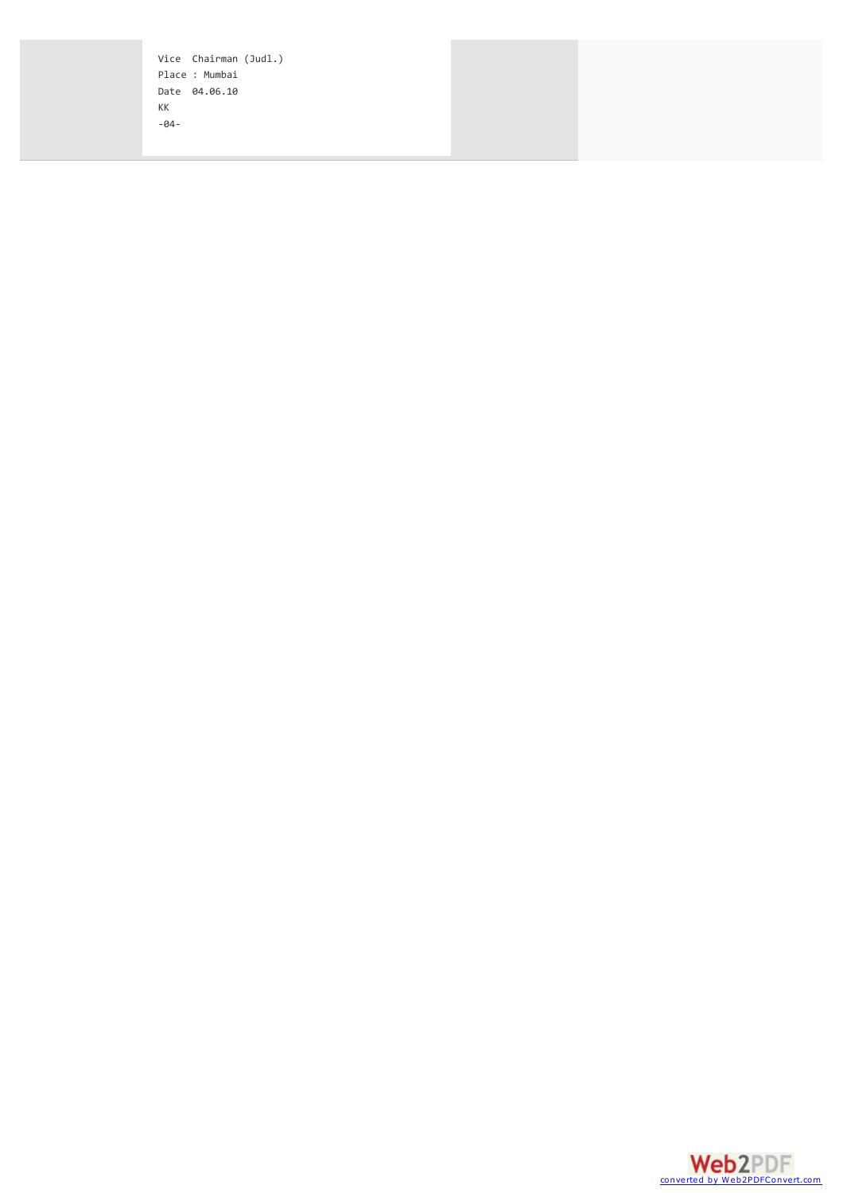Vice Chairman (Judl.)
Place : Mumbai
Date 04.06.10
KK